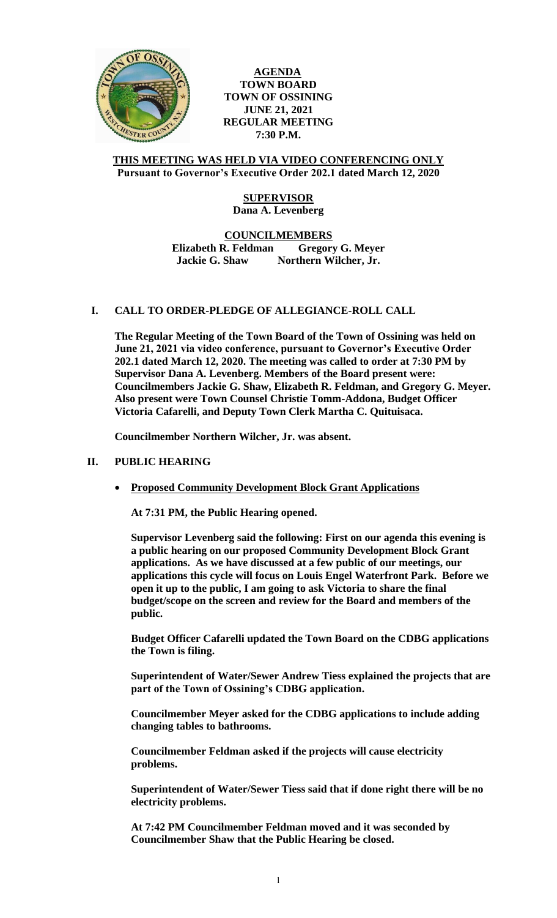**AGENDA**
**TOWN BOARD**
**TOWN OF OSSINING**
**JUNE 21, 2021**
**REGULAR MEETING**
**7:30 P.M.**

**THIS MEETING WAS HELD VIA VIDEO CONFERENCING ONLY**
**Pursuant to Governor's Executive Order 202.1 dated March 12, 2020**

**SUPERVISOR**
**Dana A. Levenberg**

**COUNCILMEMBERS**
**Elizabeth R. Feldman Gregory G. Meyer**
**Jackie G. Shaw Northern Wilcher, Jr.**

## I. CALL TO ORDER-PLEDGE OF ALLEGIANCE-ROLL CALL

**The Regular Meeting of the Town Board of the Town of Ossining was held on June 21, 2021 via video conference, pursuant to Governor's Executive Order 202.1 dated March 12, 2020. The meeting was called to order at 7:30 PM by Supervisor Dana A. Levenberg. Members of the Board present were: Councilmembers Jackie G. Shaw, Elizabeth R. Feldman, and Gregory G. Meyer. Also present were Town Counsel Christie Tomm-Addona, Budget Officer Victoria Cafarelli, and Deputy Town Clerk Martha C. Quituisaca.**

**Councilmember Northern Wilcher, Jr. was absent.**

## II. PUBLIC HEARING

- **Proposed Community Development Block Grant Applications**

**At 7:31 PM, the Public Hearing opened.**

**Supervisor Levenberg said the following: First on our agenda this evening is a public hearing on our proposed Community Development Block Grant applications. As we have discussed at a few public of our meetings, our applications this cycle will focus on Louis Engel Waterfront Park. Before we open it up to the public, I am going to ask Victoria to share the final budget/scope on the screen and review for the Board and members of the public.**

**Budget Officer Cafarelli updated the Town Board on the CDBG applications the Town is filing.**

**Superintendent of Water/Sewer Andrew Tiess explained the projects that are part of the Town of Ossining's CDBG application.**

**Councilmember Meyer asked for the CDBG applications to include adding changing tables to bathrooms.**

**Councilmember Feldman asked if the projects will cause electricity problems.**

**Superintendent of Water/Sewer Tiess said that if done right there will be no electricity problems.**

**At 7:42 PM Councilmember Feldman moved and it was seconded by Councilmember Shaw that the Public Hearing be closed.**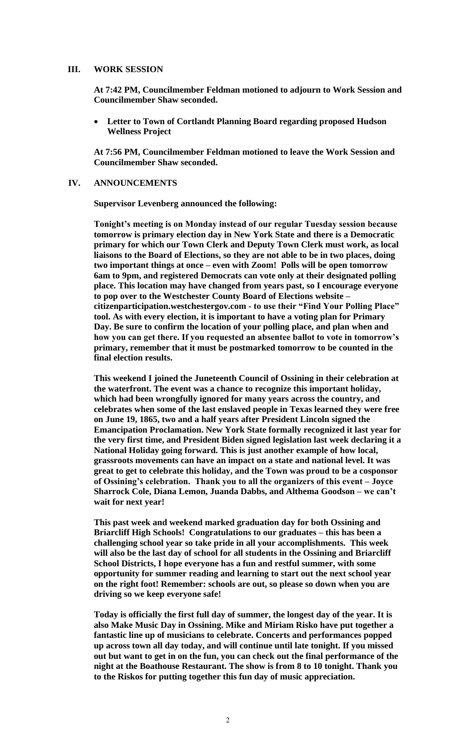## III. WORK SESSION

**At 7:42 PM, Councilmember Feldman motioned to adjourn to Work Session and Councilmember Shaw seconded.**

- **Letter to Town of Cortlandt Planning Board regarding proposed Hudson Wellness Project**

**At 7:56 PM, Councilmember Feldman motioned to leave the Work Session and Councilmember Shaw seconded.**

## IV. ANNOUNCEMENTS

**Supervisor Levenberg announced the following:**

**Tonight's meeting is on Monday instead of our regular Tuesday session because tomorrow is primary election day in New York State and there is a Democratic primary for which our Town Clerk and Deputy Town Clerk must work, as local liaisons to the Board of Elections, so they are not able to be in two places, doing two important things at once – even with Zoom! Polls will be open tomorrow 6am to 9pm, and registered Democrats can vote only at their designated polling place. This location may have changed from years past, so I encourage everyone to pop over to the Westchester County Board of Elections website – citizenparticipation.westchestergov.com - to use their "Find Your Polling Place" tool. As with every election, it is important to have a voting plan for Primary Day. Be sure to confirm the location of your polling place, and plan when and how you can get there. If you requested an absentee ballot to vote in tomorrow's primary, remember that it must be postmarked tomorrow to be counted in the final election results.**

**This weekend I joined the Juneteenth Council of Ossining in their celebration at the waterfront. The event was a chance to recognize this important holiday, which had been wrongfully ignored for many years across the country, and celebrates when some of the last enslaved people in Texas learned they were free on June 19, 1865, two and a half years after President Lincoln signed the Emancipation Proclamation. New York State formally recognized it last year for the very first time, and President Biden signed legislation last week declaring it a National Holiday going forward. This is just another example of how local, grassroots movements can have an impact on a state and national level. It was great to get to celebrate this holiday, and the Town was proud to be a cosponsor of Ossining's celebration. Thank you to all the organizers of this event – Joyce Sharrock Cole, Diana Lemon, Juanda Dabbs, and Althema Goodson – we can't wait for next year!**

**This past week and weekend marked graduation day for both Ossining and Briarcliff High Schools! Congratulations to our graduates – this has been a challenging school year so take pride in all your accomplishments. This week will also be the last day of school for all students in the Ossining and Briarcliff School Districts, I hope everyone has a fun and restful summer, with some opportunity for summer reading and learning to start out the next school year on the right foot! Remember: schools are out, so please so down when you are driving so we keep everyone safe!**

**Today is officially the first full day of summer, the longest day of the year. It is also Make Music Day in Ossining. Mike and Miriam Risko have put together a fantastic line up of musicians to celebrate. Concerts and performances popped up across town all day today, and will continue until late tonight. If you missed out but want to get in on the fun, you can check out the final performance of the night at the Boathouse Restaurant. The show is from 8 to 10 tonight. Thank you to the Riskos for putting together this fun day of music appreciation.**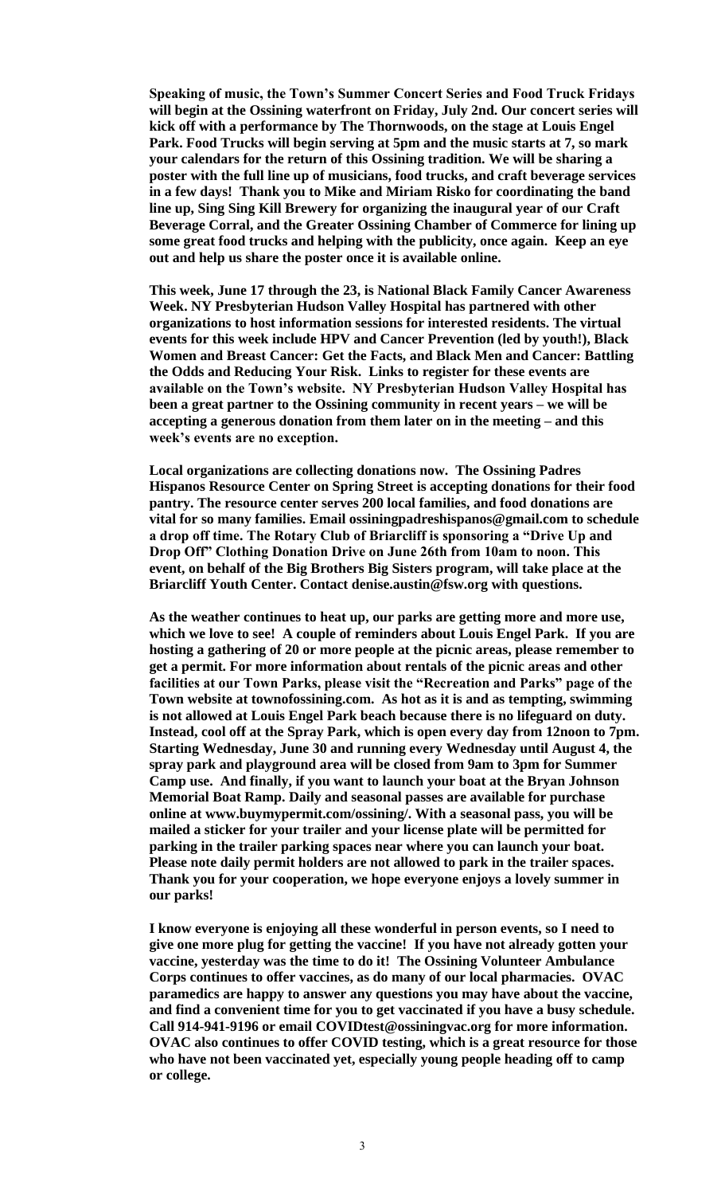**Speaking of music, the Town's Summer Concert Series and Food Truck Fridays will begin at the Ossining waterfront on Friday, July 2nd. Our concert series will kick off with a performance by The Thornwoods, on the stage at Louis Engel Park. Food Trucks will begin serving at 5pm and the music starts at 7, so mark your calendars for the return of this Ossining tradition. We will be sharing a poster with the full line up of musicians, food trucks, and craft beverage services in a few days! Thank you to Mike and Miriam Risko for coordinating the band line up, Sing Sing Kill Brewery for organizing the inaugural year of our Craft Beverage Corral, and the Greater Ossining Chamber of Commerce for lining up some great food trucks and helping with the publicity, once again. Keep an eye out and help us share the poster once it is available online.**

**This week, June 17 through the 23, is National Black Family Cancer Awareness Week. NY Presbyterian Hudson Valley Hospital has partnered with other organizations to host information sessions for interested residents. The virtual events for this week include HPV and Cancer Prevention (led by youth!), Black Women and Breast Cancer: Get the Facts, and Black Men and Cancer: Battling the Odds and Reducing Your Risk. Links to register for these events are available on the Town's website. NY Presbyterian Hudson Valley Hospital has been a great partner to the Ossining community in recent years – we will be accepting a generous donation from them later on in the meeting – and this week's events are no exception.**

**Local organizations are collecting donations now. The Ossining Padres Hispanos Resource Center on Spring Street is accepting donations for their food pantry. The resource center serves 200 local families, and food donations are vital for so many families. Email ossiningpadreshispanos@gmail.com to schedule a drop off time. The Rotary Club of Briarcliff is sponsoring a "Drive Up and Drop Off" Clothing Donation Drive on June 26th from 10am to noon. This event, on behalf of the Big Brothers Big Sisters program, will take place at the Briarcliff Youth Center. Contact denise.austin@fsw.org with questions.**

**As the weather continues to heat up, our parks are getting more and more use, which we love to see! A couple of reminders about Louis Engel Park. If you are hosting a gathering of 20 or more people at the picnic areas, please remember to get a permit. For more information about rentals of the picnic areas and other facilities at our Town Parks, please visit the "Recreation and Parks" page of the Town website at townofossining.com. As hot as it is and as tempting, swimming is not allowed at Louis Engel Park beach because there is no lifeguard on duty. Instead, cool off at the Spray Park, which is open every day from 12noon to 7pm. Starting Wednesday, June 30 and running every Wednesday until August 4, the spray park and playground area will be closed from 9am to 3pm for Summer Camp use. And finally, if you want to launch your boat at the Bryan Johnson Memorial Boat Ramp. Daily and seasonal passes are available for purchase online at www.buymypermit.com/ossining/. With a seasonal pass, you will be mailed a sticker for your trailer and your license plate will be permitted for parking in the trailer parking spaces near where you can launch your boat. Please note daily permit holders are not allowed to park in the trailer spaces. Thank you for your cooperation, we hope everyone enjoys a lovely summer in our parks!**

**I know everyone is enjoying all these wonderful in person events, so I need to give one more plug for getting the vaccine! If you have not already gotten your vaccine, yesterday was the time to do it! The Ossining Volunteer Ambulance Corps continues to offer vaccines, as do many of our local pharmacies. OVAC paramedics are happy to answer any questions you may have about the vaccine, and find a convenient time for you to get vaccinated if you have a busy schedule. Call 914-941-9196 or email COVIDtest@ossiningvac.org for more information. OVAC also continues to offer COVID testing, which is a great resource for those who have not been vaccinated yet, especially young people heading off to camp or college.**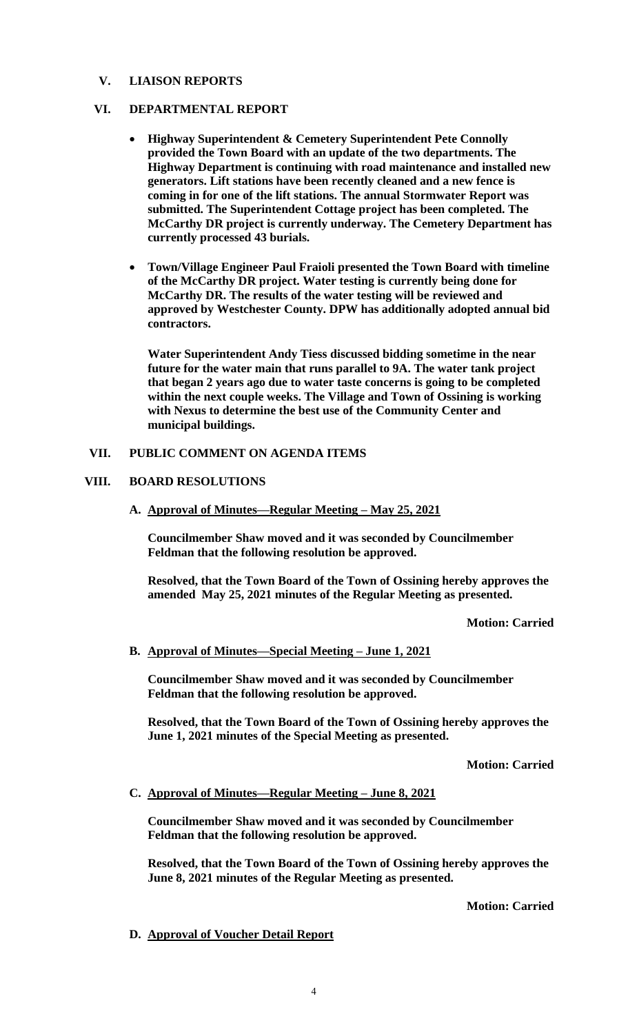## V. LIAISON REPORTS

## VI. DEPARTMENTAL REPORT

- **Highway Superintendent & Cemetery Superintendent Pete Connolly provided the Town Board with an update of the two departments. The Highway Department is continuing with road maintenance and installed new generators. Lift stations have been recently cleaned and a new fence is coming in for one of the lift stations. The annual Stormwater Report was submitted. The Superintendent Cottage project has been completed. The McCarthy DR project is currently underway. The Cemetery Department has currently processed 43 burials.**

- **Town/Village Engineer Paul Fraioli presented the Town Board with timeline of the McCarthy DR project. Water testing is currently being done for McCarthy DR. The results of the water testing will be reviewed and approved by Westchester County. DPW has additionally adopted annual bid contractors.**

  **Water Superintendent Andy Tiess discussed bidding sometime in the near future for the water main that runs parallel to 9A. The water tank project that began 2 years ago due to water taste concerns is going to be completed within the next couple weeks. The Village and Town of Ossining is working with Nexus to determine the best use of the Community Center and municipal buildings.**

## VII. PUBLIC COMMENT ON AGENDA ITEMS

## VIII. BOARD RESOLUTIONS

### A. Approval of Minutes—Regular Meeting – May 25, 2021

**Councilmember Shaw moved and it was seconded by Councilmember Feldman that the following resolution be approved.**

**Resolved, that the Town Board of the Town of Ossining hereby approves the amended May 25, 2021 minutes of the Regular Meeting as presented.**

**Motion: Carried**

### B. Approval of Minutes—Special Meeting – June 1, 2021

**Councilmember Shaw moved and it was seconded by Councilmember Feldman that the following resolution be approved.**

**Resolved, that the Town Board of the Town of Ossining hereby approves the June 1, 2021 minutes of the Special Meeting as presented.**

**Motion: Carried**

### C. Approval of Minutes—Regular Meeting – June 8, 2021

**Councilmember Shaw moved and it was seconded by Councilmember Feldman that the following resolution be approved.**

**Resolved, that the Town Board of the Town of Ossining hereby approves the June 8, 2021 minutes of the Regular Meeting as presented.**

**Motion: Carried**

### D. Approval of Voucher Detail Report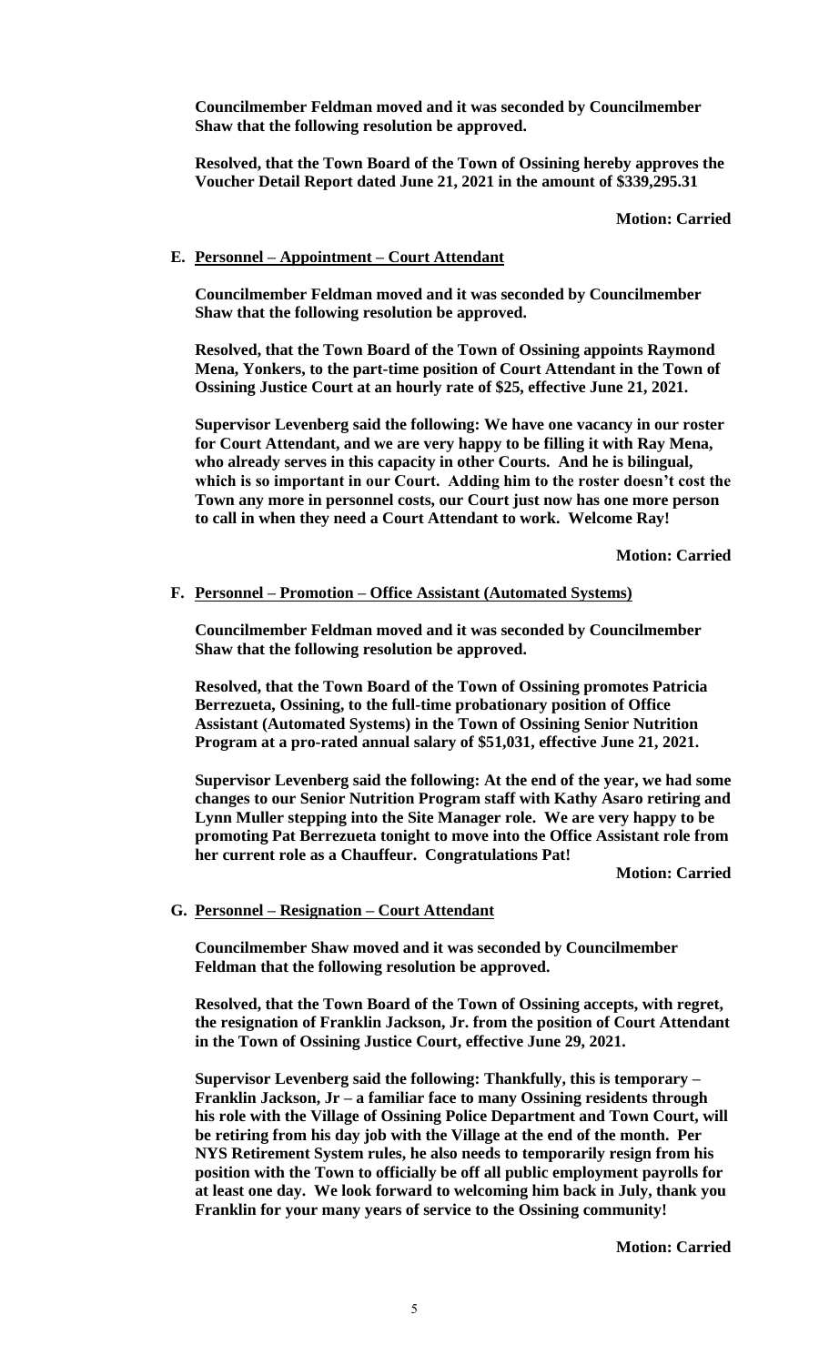**Councilmember Feldman moved and it was seconded by Councilmember Shaw that the following resolution be approved.**

**Resolved, that the Town Board of the Town of Ossining hereby approves the Voucher Detail Report dated June 21, 2021 in the amount of $339,295.31**

**Motion: Carried**

**E. Personnel – Appointment – Court Attendant**

**Councilmember Feldman moved and it was seconded by Councilmember Shaw that the following resolution be approved.**

**Resolved, that the Town Board of the Town of Ossining appoints Raymond Mena, Yonkers, to the part-time position of Court Attendant in the Town of Ossining Justice Court at an hourly rate of $25, effective June 21, 2021.**

**Supervisor Levenberg said the following: We have one vacancy in our roster for Court Attendant, and we are very happy to be filling it with Ray Mena, who already serves in this capacity in other Courts. And he is bilingual, which is so important in our Court. Adding him to the roster doesn't cost the Town any more in personnel costs, our Court just now has one more person to call in when they need a Court Attendant to work. Welcome Ray!**

**Motion: Carried**

**F. Personnel – Promotion – Office Assistant (Automated Systems)**

**Councilmember Feldman moved and it was seconded by Councilmember Shaw that the following resolution be approved.**

**Resolved, that the Town Board of the Town of Ossining promotes Patricia Berrezueta, Ossining, to the full-time probationary position of Office Assistant (Automated Systems) in the Town of Ossining Senior Nutrition Program at a pro-rated annual salary of $51,031, effective June 21, 2021.**

**Supervisor Levenberg said the following: At the end of the year, we had some changes to our Senior Nutrition Program staff with Kathy Asaro retiring and Lynn Muller stepping into the Site Manager role. We are very happy to be promoting Pat Berrezueta tonight to move into the Office Assistant role from her current role as a Chauffeur. Congratulations Pat!**

**Motion: Carried**

**G. Personnel – Resignation – Court Attendant**

**Councilmember Shaw moved and it was seconded by Councilmember Feldman that the following resolution be approved.**

**Resolved, that the Town Board of the Town of Ossining accepts, with regret, the resignation of Franklin Jackson, Jr. from the position of Court Attendant in the Town of Ossining Justice Court, effective June 29, 2021.**

**Supervisor Levenberg said the following: Thankfully, this is temporary – Franklin Jackson, Jr – a familiar face to many Ossining residents through his role with the Village of Ossining Police Department and Town Court, will be retiring from his day job with the Village at the end of the month. Per NYS Retirement System rules, he also needs to temporarily resign from his position with the Town to officially be off all public employment payrolls for at least one day. We look forward to welcoming him back in July, thank you Franklin for your many years of service to the Ossining community!**

**Motion: Carried**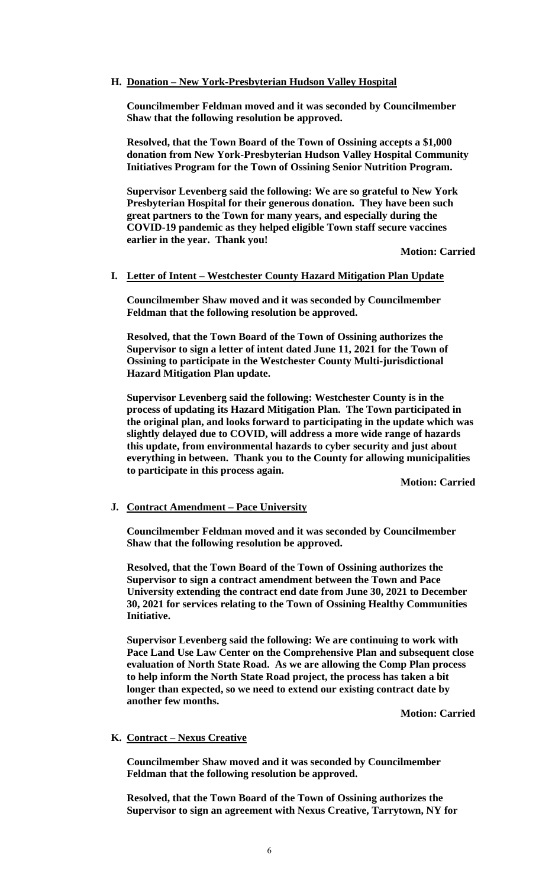**H. Donation – New York-Presbyterian Hudson Valley Hospital**

**Councilmember Feldman moved and it was seconded by Councilmember Shaw that the following resolution be approved.**

**Resolved, that the Town Board of the Town of Ossining accepts a $1,000 donation from New York-Presbyterian Hudson Valley Hospital Community Initiatives Program for the Town of Ossining Senior Nutrition Program.**

**Supervisor Levenberg said the following: We are so grateful to New York Presbyterian Hospital for their generous donation. They have been such great partners to the Town for many years, and especially during the COVID-19 pandemic as they helped eligible Town staff secure vaccines earlier in the year. Thank you!**

**Motion: Carried**

**I. Letter of Intent – Westchester County Hazard Mitigation Plan Update**

**Councilmember Shaw moved and it was seconded by Councilmember Feldman that the following resolution be approved.**

**Resolved, that the Town Board of the Town of Ossining authorizes the Supervisor to sign a letter of intent dated June 11, 2021 for the Town of Ossining to participate in the Westchester County Multi-jurisdictional Hazard Mitigation Plan update.**

**Supervisor Levenberg said the following: Westchester County is in the process of updating its Hazard Mitigation Plan. The Town participated in the original plan, and looks forward to participating in the update which was slightly delayed due to COVID, will address a more wide range of hazards this update, from environmental hazards to cyber security and just about everything in between. Thank you to the County for allowing municipalities to participate in this process again.**

**Motion: Carried**

**J. Contract Amendment – Pace University**

**Councilmember Feldman moved and it was seconded by Councilmember Shaw that the following resolution be approved.**

**Resolved, that the Town Board of the Town of Ossining authorizes the Supervisor to sign a contract amendment between the Town and Pace University extending the contract end date from June 30, 2021 to December 30, 2021 for services relating to the Town of Ossining Healthy Communities Initiative.**

**Supervisor Levenberg said the following: We are continuing to work with Pace Land Use Law Center on the Comprehensive Plan and subsequent close evaluation of North State Road. As we are allowing the Comp Plan process to help inform the North State Road project, the process has taken a bit longer than expected, so we need to extend our existing contract date by another few months.**

**Motion: Carried**

**K. Contract – Nexus Creative**

**Councilmember Shaw moved and it was seconded by Councilmember Feldman that the following resolution be approved.**

**Resolved, that the Town Board of the Town of Ossining authorizes the Supervisor to sign an agreement with Nexus Creative, Tarrytown, NY for**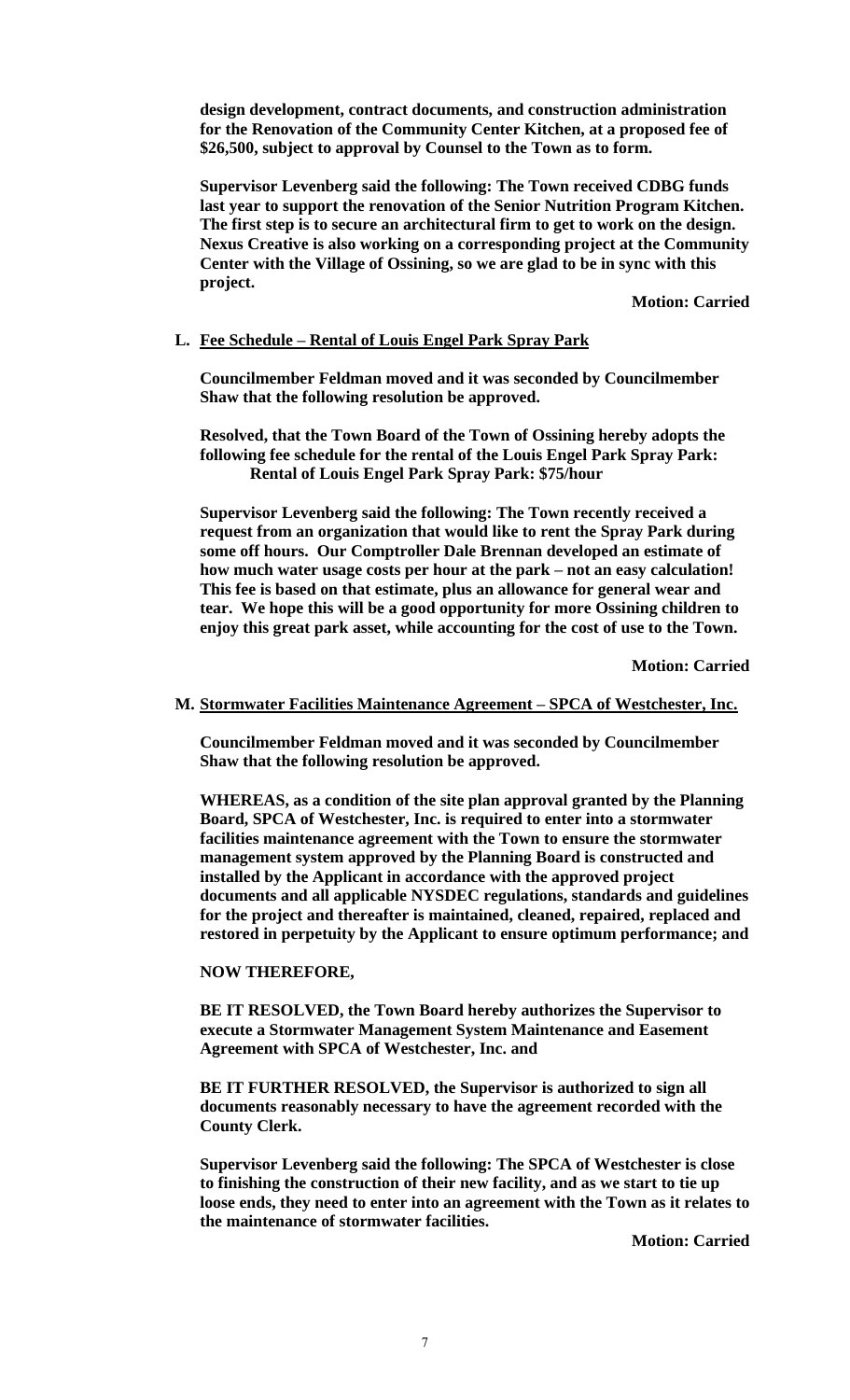**design development, contract documents, and construction administration for the Renovation of the Community Center Kitchen, at a proposed fee of $26,500, subject to approval by Counsel to the Town as to form.**

**Supervisor Levenberg said the following: The Town received CDBG funds last year to support the renovation of the Senior Nutrition Program Kitchen. The first step is to secure an architectural firm to get to work on the design. Nexus Creative is also working on a corresponding project at the Community Center with the Village of Ossining, so we are glad to be in sync with this project.**

**Motion: Carried**

**L. Fee Schedule – Rental of Louis Engel Park Spray Park**

**Councilmember Feldman moved and it was seconded by Councilmember Shaw that the following resolution be approved.**

**Resolved, that the Town Board of the Town of Ossining hereby adopts the following fee schedule for the rental of the Louis Engel Park Spray Park:**
**Rental of Louis Engel Park Spray Park: $75/hour**

**Supervisor Levenberg said the following: The Town recently received a request from an organization that would like to rent the Spray Park during some off hours. Our Comptroller Dale Brennan developed an estimate of how much water usage costs per hour at the park – not an easy calculation! This fee is based on that estimate, plus an allowance for general wear and tear. We hope this will be a good opportunity for more Ossining children to enjoy this great park asset, while accounting for the cost of use to the Town.**

**Motion: Carried**

**M. Stormwater Facilities Maintenance Agreement – SPCA of Westchester, Inc.**

**Councilmember Feldman moved and it was seconded by Councilmember Shaw that the following resolution be approved.**

**WHEREAS, as a condition of the site plan approval granted by the Planning Board, SPCA of Westchester, Inc. is required to enter into a stormwater facilities maintenance agreement with the Town to ensure the stormwater management system approved by the Planning Board is constructed and installed by the Applicant in accordance with the approved project documents and all applicable NYSDEC regulations, standards and guidelines for the project and thereafter is maintained, cleaned, repaired, replaced and restored in perpetuity by the Applicant to ensure optimum performance; and**

**NOW THEREFORE,**

**BE IT RESOLVED, the Town Board hereby authorizes the Supervisor to execute a Stormwater Management System Maintenance and Easement Agreement with SPCA of Westchester, Inc. and**

**BE IT FURTHER RESOLVED, the Supervisor is authorized to sign all documents reasonably necessary to have the agreement recorded with the County Clerk.**

**Supervisor Levenberg said the following: The SPCA of Westchester is close to finishing the construction of their new facility, and as we start to tie up loose ends, they need to enter into an agreement with the Town as it relates to the maintenance of stormwater facilities.**

**Motion: Carried**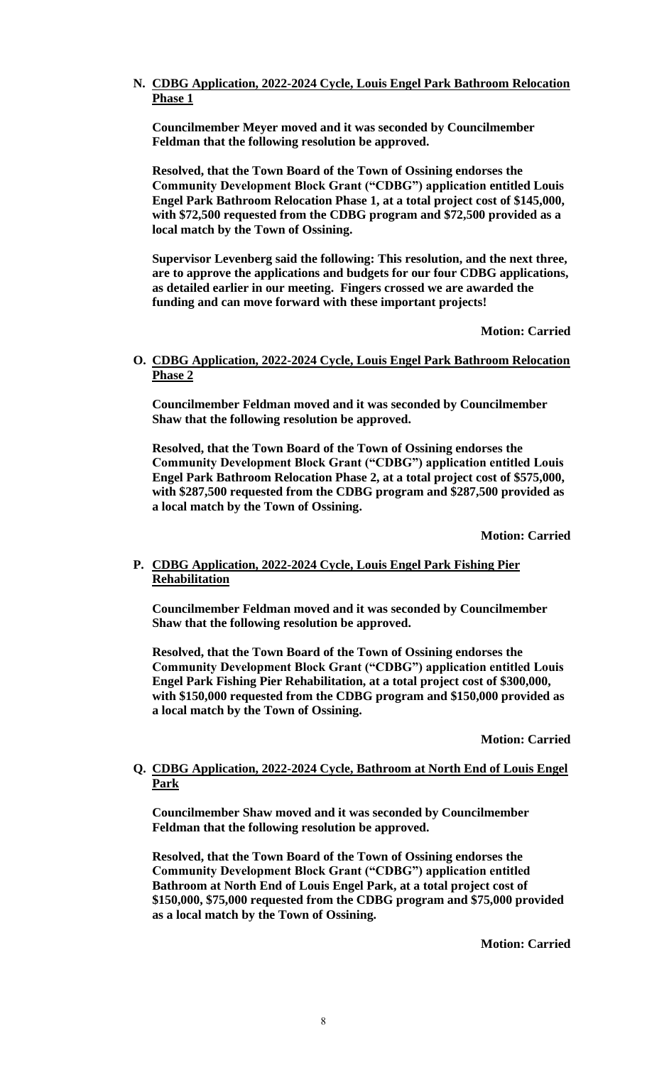**N. <u>CDBG Application, 2022-2024 Cycle, Louis Engel Park Bathroom Relocation Phase 1</u>**

**Councilmember Meyer moved and it was seconded by Councilmember Feldman that the following resolution be approved.**

**Resolved, that the Town Board of the Town of Ossining endorses the Community Development Block Grant ("CDBG") application entitled Louis Engel Park Bathroom Relocation Phase 1, at a total project cost of $145,000, with $72,500 requested from the CDBG program and $72,500 provided as a local match by the Town of Ossining.**

**Supervisor Levenberg said the following: This resolution, and the next three, are to approve the applications and budgets for our four CDBG applications, as detailed earlier in our meeting. Fingers crossed we are awarded the funding and can move forward with these important projects!**

**Motion: Carried**

**O. <u>CDBG Application, 2022-2024 Cycle, Louis Engel Park Bathroom Relocation Phase 2</u>**

**Councilmember Feldman moved and it was seconded by Councilmember Shaw that the following resolution be approved.**

**Resolved, that the Town Board of the Town of Ossining endorses the Community Development Block Grant ("CDBG") application entitled Louis Engel Park Bathroom Relocation Phase 2, at a total project cost of $575,000, with $287,500 requested from the CDBG program and $287,500 provided as a local match by the Town of Ossining.**

**Motion: Carried**

**P. <u>CDBG Application, 2022-2024 Cycle, Louis Engel Park Fishing Pier Rehabilitation</u>**

**Councilmember Feldman moved and it was seconded by Councilmember Shaw that the following resolution be approved.**

**Resolved, that the Town Board of the Town of Ossining endorses the Community Development Block Grant ("CDBG") application entitled Louis Engel Park Fishing Pier Rehabilitation, at a total project cost of $300,000, with $150,000 requested from the CDBG program and $150,000 provided as a local match by the Town of Ossining.**

**Motion: Carried**

**Q. <u>CDBG Application, 2022-2024 Cycle, Bathroom at North End of Louis Engel Park</u>**

**Councilmember Shaw moved and it was seconded by Councilmember Feldman that the following resolution be approved.**

**Resolved, that the Town Board of the Town of Ossining endorses the Community Development Block Grant ("CDBG") application entitled Bathroom at North End of Louis Engel Park, at a total project cost of $150,000, $75,000 requested from the CDBG program and $75,000 provided as a local match by the Town of Ossining.**

**Motion: Carried**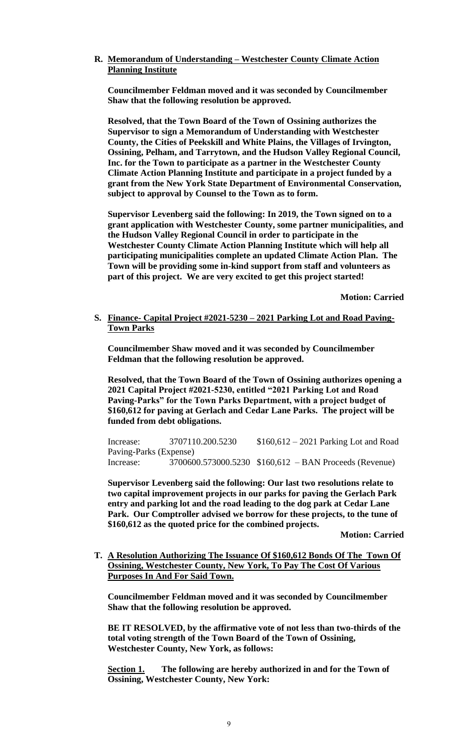**R. Memorandum of Understanding – Westchester County Climate Action Planning Institute**

**Councilmember Feldman moved and it was seconded by Councilmember Shaw that the following resolution be approved.**

**Resolved, that the Town Board of the Town of Ossining authorizes the Supervisor to sign a Memorandum of Understanding with Westchester County, the Cities of Peekskill and White Plains, the Villages of Irvington, Ossining, Pelham, and Tarrytown, and the Hudson Valley Regional Council, Inc. for the Town to participate as a partner in the Westchester County Climate Action Planning Institute and participate in a project funded by a grant from the New York State Department of Environmental Conservation, subject to approval by Counsel to the Town as to form.**

**Supervisor Levenberg said the following: In 2019, the Town signed on to a grant application with Westchester County, some partner municipalities, and the Hudson Valley Regional Council in order to participate in the Westchester County Climate Action Planning Institute which will help all participating municipalities complete an updated Climate Action Plan. The Town will be providing some in-kind support from staff and volunteers as part of this project. We are very excited to get this project started!**

**Motion: Carried**

**S. Finance- Capital Project #2021-5230 – 2021 Parking Lot and Road Paving-Town Parks**

**Councilmember Shaw moved and it was seconded by Councilmember Feldman that the following resolution be approved.**

**Resolved, that the Town Board of the Town of Ossining authorizes opening a 2021 Capital Project #2021-5230, entitled "2021 Parking Lot and Road Paving-Parks" for the Town Parks Department, with a project budget of $160,612 for paving at Gerlach and Cedar Lane Parks. The project will be funded from debt obligations.**

Increase: 3707110.200.5230 $160,612 – 2021 Parking Lot and Road Paving-Parks (Expense)
Increase: 3700600.573000.5230 $160,612 – BAN Proceeds (Revenue)

**Supervisor Levenberg said the following: Our last two resolutions relate to two capital improvement projects in our parks for paving the Gerlach Park entry and parking lot and the road leading to the dog park at Cedar Lane Park. Our Comptroller advised we borrow for these projects, to the tune of $160,612 as the quoted price for the combined projects.**

**Motion: Carried**

**T. A Resolution Authorizing The Issuance Of $160,612 Bonds Of The Town Of Ossining, Westchester County, New York, To Pay The Cost Of Various Purposes In And For Said Town.**

**Councilmember Feldman moved and it was seconded by Councilmember Shaw that the following resolution be approved.**

**BE IT RESOLVED, by the affirmative vote of not less than two-thirds of the total voting strength of the Town Board of the Town of Ossining, Westchester County, New York, as follows:**

**Section 1. The following are hereby authorized in and for the Town of Ossining, Westchester County, New York:**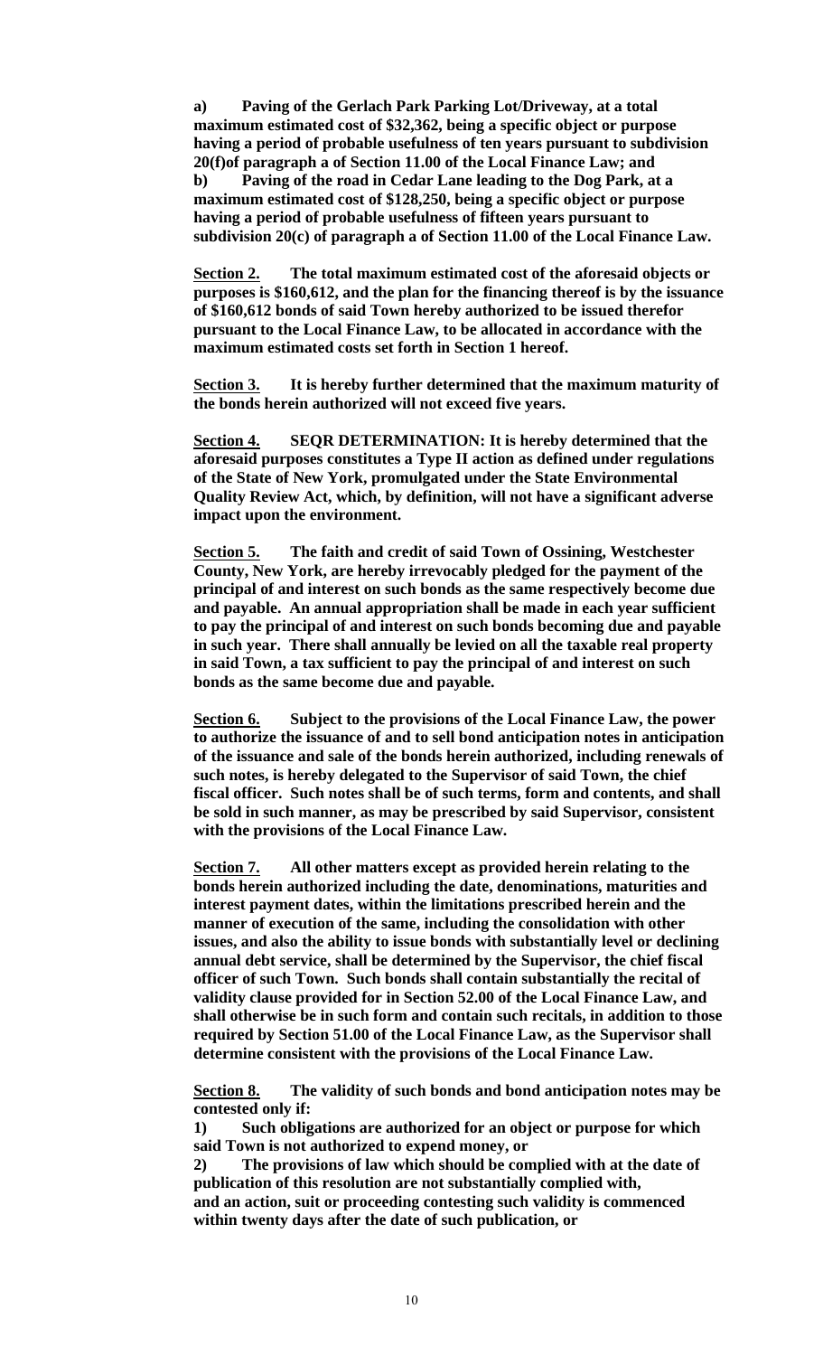**a) Paving of the Gerlach Park Parking Lot/Driveway, at a total maximum estimated cost of $32,362, being a specific object or purpose having a period of probable usefulness of ten years pursuant to subdivision 20(f)of paragraph a of Section 11.00 of the Local Finance Law; and**
**b) Paving of the road in Cedar Lane leading to the Dog Park, at a maximum estimated cost of $128,250, being a specific object or purpose having a period of probable usefulness of fifteen years pursuant to subdivision 20(c) of paragraph a of Section 11.00 of the Local Finance Law.**

**Section 2. The total maximum estimated cost of the aforesaid objects or purposes is $160,612, and the plan for the financing thereof is by the issuance of $160,612 bonds of said Town hereby authorized to be issued therefor pursuant to the Local Finance Law, to be allocated in accordance with the maximum estimated costs set forth in Section 1 hereof.**

**Section 3. It is hereby further determined that the maximum maturity of the bonds herein authorized will not exceed five years.**

**Section 4. SEQR DETERMINATION: It is hereby determined that the aforesaid purposes constitutes a Type II action as defined under regulations of the State of New York, promulgated under the State Environmental Quality Review Act, which, by definition, will not have a significant adverse impact upon the environment.**

**Section 5. The faith and credit of said Town of Ossining, Westchester County, New York, are hereby irrevocably pledged for the payment of the principal of and interest on such bonds as the same respectively become due and payable. An annual appropriation shall be made in each year sufficient to pay the principal of and interest on such bonds becoming due and payable in such year. There shall annually be levied on all the taxable real property in said Town, a tax sufficient to pay the principal of and interest on such bonds as the same become due and payable.**

**Section 6. Subject to the provisions of the Local Finance Law, the power to authorize the issuance of and to sell bond anticipation notes in anticipation of the issuance and sale of the bonds herein authorized, including renewals of such notes, is hereby delegated to the Supervisor of said Town, the chief fiscal officer. Such notes shall be of such terms, form and contents, and shall be sold in such manner, as may be prescribed by said Supervisor, consistent with the provisions of the Local Finance Law.**

**Section 7. All other matters except as provided herein relating to the bonds herein authorized including the date, denominations, maturities and interest payment dates, within the limitations prescribed herein and the manner of execution of the same, including the consolidation with other issues, and also the ability to issue bonds with substantially level or declining annual debt service, shall be determined by the Supervisor, the chief fiscal officer of such Town. Such bonds shall contain substantially the recital of validity clause provided for in Section 52.00 of the Local Finance Law, and shall otherwise be in such form and contain such recitals, in addition to those required by Section 51.00 of the Local Finance Law, as the Supervisor shall determine consistent with the provisions of the Local Finance Law.**

**Section 8. The validity of such bonds and bond anticipation notes may be contested only if:**
**1) Such obligations are authorized for an object or purpose for which said Town is not authorized to expend money, or**
**2) The provisions of law which should be complied with at the date of publication of this resolution are not substantially complied with, and an action, suit or proceeding contesting such validity is commenced within twenty days after the date of such publication, or**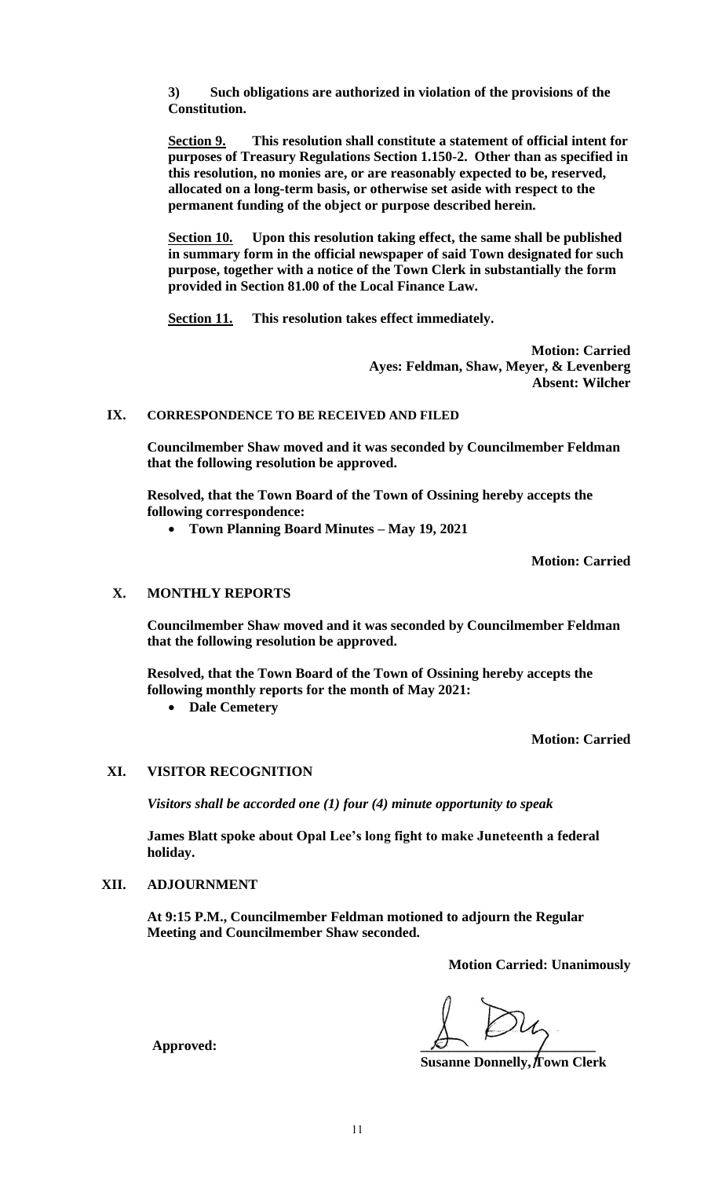**3) Such obligations are authorized in violation of the provisions of the Constitution.**

**Section 9.** **This resolution shall constitute a statement of official intent for purposes of Treasury Regulations Section 1.150-2. Other than as specified in this resolution, no monies are, or are reasonably expected to be, reserved, allocated on a long-term basis, or otherwise set aside with respect to the permanent funding of the object or purpose described herein.**

**Section 10.** **Upon this resolution taking effect, the same shall be published in summary form in the official newspaper of said Town designated for such purpose, together with a notice of the Town Clerk in substantially the form provided in Section 81.00 of the Local Finance Law.**

**Section 11.** **This resolution takes effect immediately.**

**Motion: Carried**
**Ayes: Feldman, Shaw, Meyer, & Levenberg**
**Absent: Wilcher**

## IX. CORRESPONDENCE TO BE RECEIVED AND FILED

**Councilmember Shaw moved and it was seconded by Councilmember Feldman that the following resolution be approved.**

**Resolved, that the Town Board of the Town of Ossining hereby accepts the following correspondence:**

- **Town Planning Board Minutes – May 19, 2021**

**Motion: Carried**

## X. MONTHLY REPORTS

**Councilmember Shaw moved and it was seconded by Councilmember Feldman that the following resolution be approved.**

**Resolved, that the Town Board of the Town of Ossining hereby accepts the following monthly reports for the month of May 2021:**

- **Dale Cemetery**

**Motion: Carried**

## XI. VISITOR RECOGNITION

***Visitors shall be accorded one (1) four (4) minute opportunity to speak***

**James Blatt spoke about Opal Lee's long fight to make Juneteenth a federal holiday.**

## XII. ADJOURNMENT

**At 9:15 P.M., Councilmember Feldman motioned to adjourn the Regular Meeting and Councilmember Shaw seconded.**

**Motion Carried: Unanimously**

**Approved:**

**Susanne Donnelly, Town Clerk**